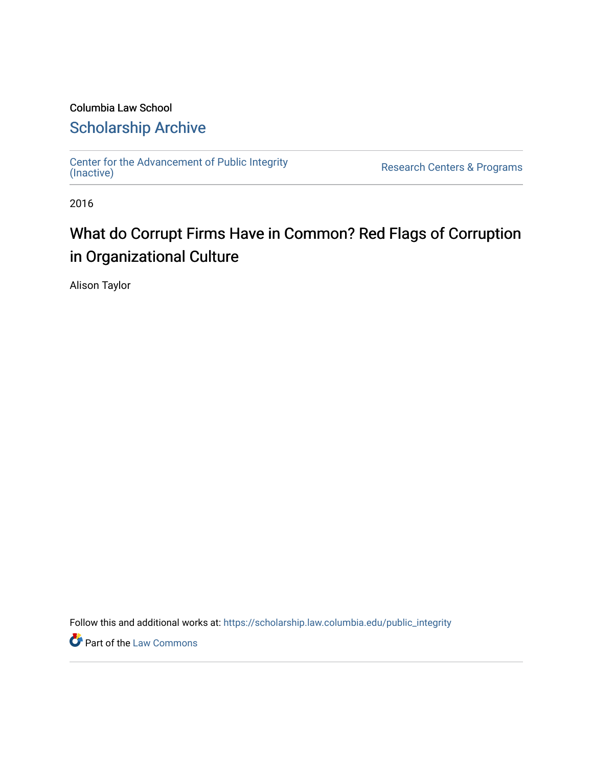Columbia Law School

# Scholarship Archive

Center for the Advancement of Public Integrity (Inactive)

Research Centers & Programs

2016

## What do Corrupt Firms Have in Common? Red Flags of Corruption in Organizational Culture

Alison Taylor

Follow this and additional works at: https://scholarship.law.columbia.edu/public_integrity

Part of the Law Commons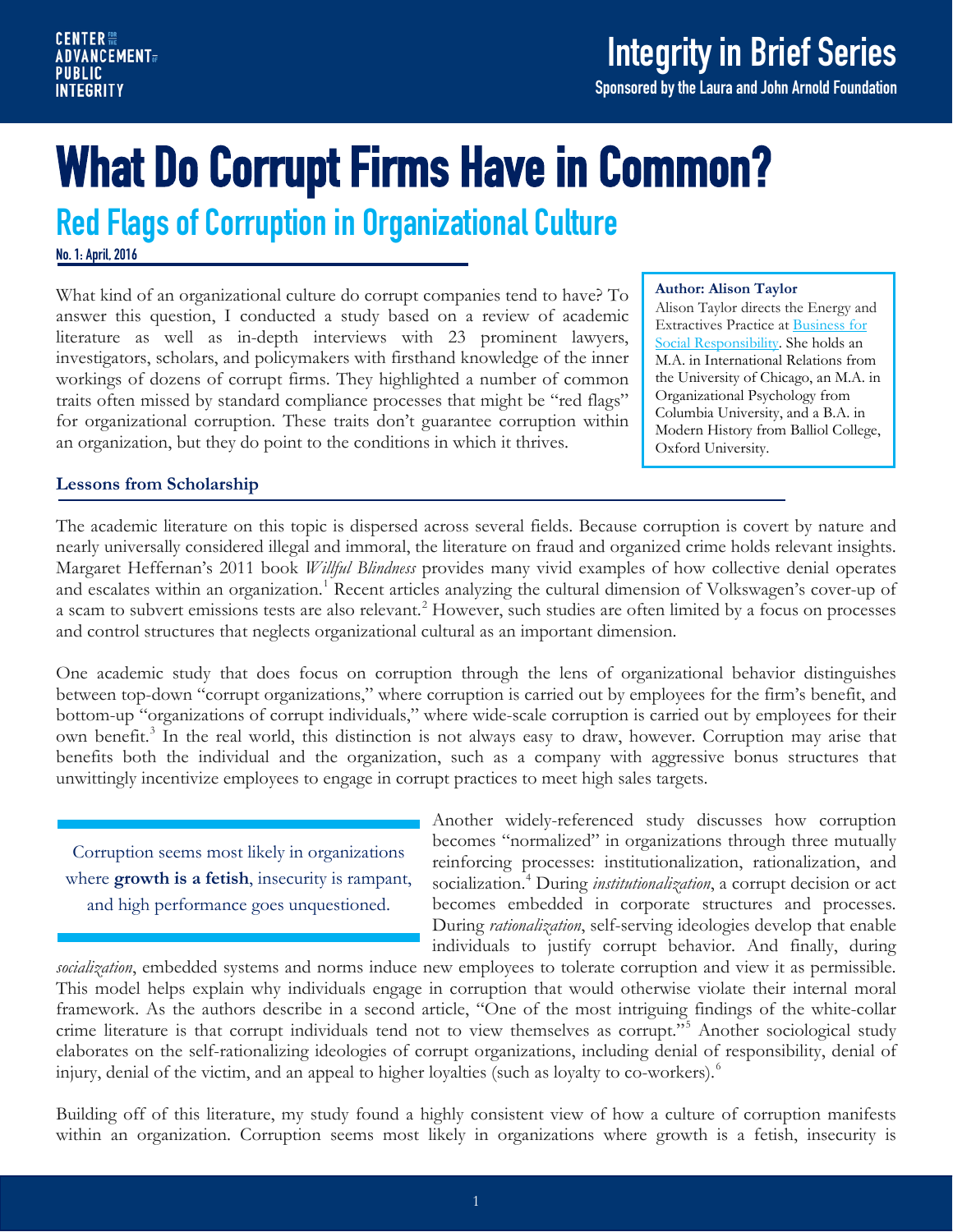# What Do Corrupt Firms Have in Common?

## Red Flags of Corruption in Organizational Culture

**No. 1: April, 2016**

What kind of an organizational culture do corrupt companies tend to have? To answer this question, I conducted a study based on a review of academic literature as well as in-depth interviews with 23 prominent lawyers, investigators, scholars, and policymakers with firsthand knowledge of the inner workings of dozens of corrupt firms. They highlighted a number of common traits often missed by standard compliance processes that might be "red flags" for organizational corruption. These traits don't guarantee corruption within an organization, but they do point to the conditions in which it thrives.

**Author: Alison Taylor**
Alison Taylor directs the Energy and Extractives Practice at Business for Social Responsibility. She holds an M.A. in International Relations from the University of Chicago, an M.A. in Organizational Psychology from Columbia University, and a B.A. in Modern History from Balliol College, Oxford University.

### Lessons from Scholarship

The academic literature on this topic is dispersed across several fields. Because corruption is covert by nature and nearly universally considered illegal and immoral, the literature on fraud and organized crime holds relevant insights. Margaret Heffernan's 2011 book *Willful Blindness* provides many vivid examples of how collective denial operates and escalates within an organization.[1] Recent articles analyzing the cultural dimension of Volkswagen's cover-up of a scam to subvert emissions tests are also relevant.[2] However, such studies are often limited by a focus on processes and control structures that neglects organizational cultural as an important dimension.

One academic study that does focus on corruption through the lens of organizational behavior distinguishes between top-down "corrupt organizations," where corruption is carried out by employees for the firm's benefit, and bottom-up "organizations of corrupt individuals," where wide-scale corruption is carried out by employees for their own benefit.[3] In the real world, this distinction is not always easy to draw, however. Corruption may arise that benefits both the individual and the organization, such as a company with aggressive bonus structures that unwittingly incentivize employees to engage in corrupt practices to meet high sales targets.

> Corruption seems most likely in organizations where **growth is a fetish**, insecurity is rampant, and high performance goes unquestioned.

Another widely-referenced study discusses how corruption becomes "normalized" in organizations through three mutually reinforcing processes: institutionalization, rationalization, and socialization.[4] During *institutionalization*, a corrupt decision or act becomes embedded in corporate structures and processes. During *rationalization*, self-serving ideologies develop that enable individuals to justify corrupt behavior. And finally, during *socialization*, embedded systems and norms induce new employees to tolerate corruption and view it as permissible. This model helps explain why individuals engage in corruption that would otherwise violate their internal moral framework. As the authors describe in a second article, "One of the most intriguing findings of the white-collar crime literature is that corrupt individuals tend not to view themselves as corrupt."[5] Another sociological study elaborates on the self-rationalizing ideologies of corrupt organizations, including denial of responsibility, denial of injury, denial of the victim, and an appeal to higher loyalties (such as loyalty to co-workers).[6]

Building off of this literature, my study found a highly consistent view of how a culture of corruption manifests within an organization. Corruption seems most likely in organizations where growth is a fetish, insecurity is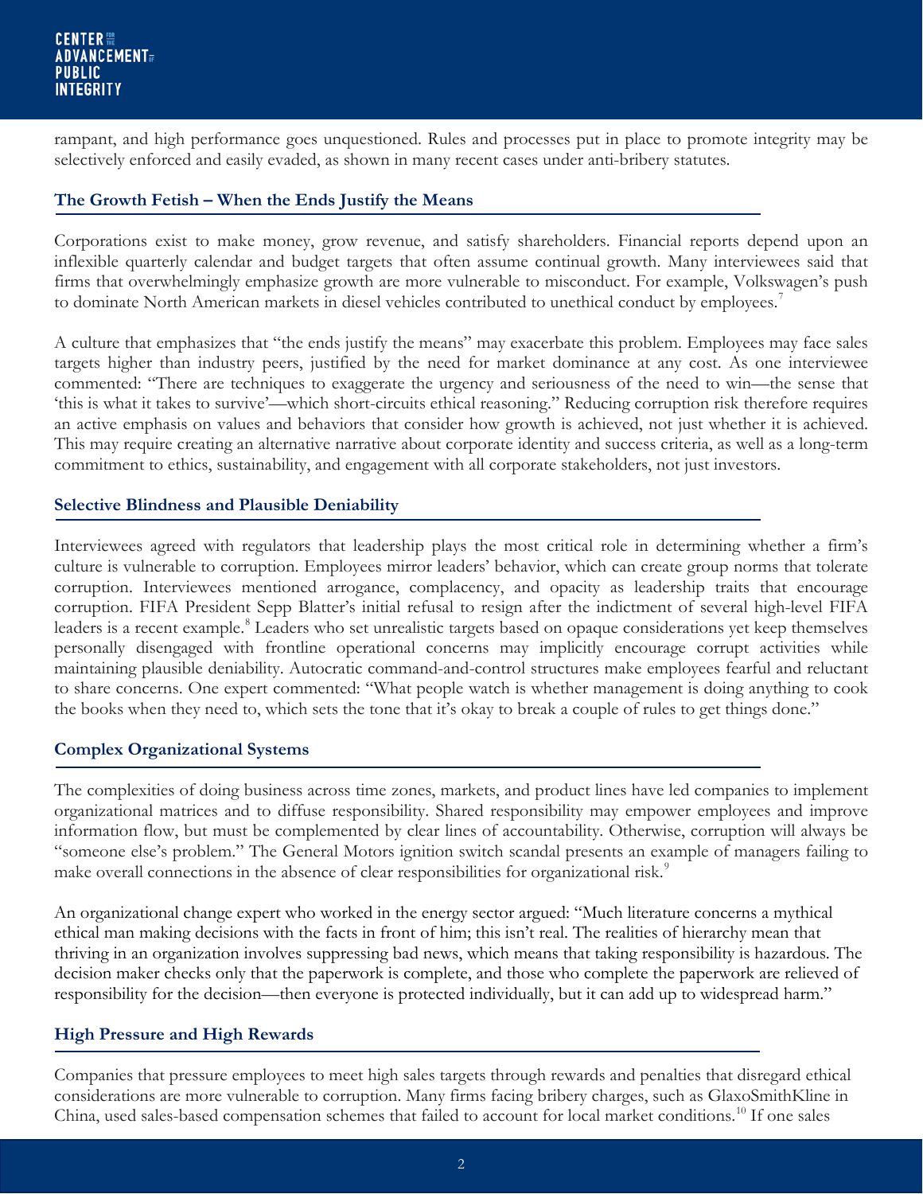rampant, and high performance goes unquestioned. Rules and processes put in place to promote integrity may be selectively enforced and easily evaded, as shown in many recent cases under anti-bribery statutes.

### The Growth Fetish – When the Ends Justify the Means

Corporations exist to make money, grow revenue, and satisfy shareholders. Financial reports depend upon an inflexible quarterly calendar and budget targets that often assume continual growth. Many interviewees said that firms that overwhelmingly emphasize growth are more vulnerable to misconduct. For example, Volkswagen's push to dominate North American markets in diesel vehicles contributed to unethical conduct by employees.[7]

A culture that emphasizes that "the ends justify the means" may exacerbate this problem. Employees may face sales targets higher than industry peers, justified by the need for market dominance at any cost. As one interviewee commented: "There are techniques to exaggerate the urgency and seriousness of the need to win—the sense that 'this is what it takes to survive'—which short-circuits ethical reasoning." Reducing corruption risk therefore requires an active emphasis on values and behaviors that consider how growth is achieved, not just whether it is achieved. This may require creating an alternative narrative about corporate identity and success criteria, as well as a long-term commitment to ethics, sustainability, and engagement with all corporate stakeholders, not just investors.

### Selective Blindness and Plausible Deniability

Interviewees agreed with regulators that leadership plays the most critical role in determining whether a firm's culture is vulnerable to corruption. Employees mirror leaders' behavior, which can create group norms that tolerate corruption. Interviewees mentioned arrogance, complacency, and opacity as leadership traits that encourage corruption. FIFA President Sepp Blatter's initial refusal to resign after the indictment of several high-level FIFA leaders is a recent example.[8] Leaders who set unrealistic targets based on opaque considerations yet keep themselves personally disengaged with frontline operational concerns may implicitly encourage corrupt activities while maintaining plausible deniability. Autocratic command-and-control structures make employees fearful and reluctant to share concerns. One expert commented: "What people watch is whether management is doing anything to cook the books when they need to, which sets the tone that it's okay to break a couple of rules to get things done."

### Complex Organizational Systems

The complexities of doing business across time zones, markets, and product lines have led companies to implement organizational matrices and to diffuse responsibility. Shared responsibility may empower employees and improve information flow, but must be complemented by clear lines of accountability. Otherwise, corruption will always be "someone else's problem." The General Motors ignition switch scandal presents an example of managers failing to make overall connections in the absence of clear responsibilities for organizational risk.[9]

An organizational change expert who worked in the energy sector argued: "Much literature concerns a mythical ethical man making decisions with the facts in front of him; this isn't real. The realities of hierarchy mean that thriving in an organization involves suppressing bad news, which means that taking responsibility is hazardous. The decision maker checks only that the paperwork is complete, and those who complete the paperwork are relieved of responsibility for the decision—then everyone is protected individually, but it can add up to widespread harm."

### High Pressure and High Rewards

Companies that pressure employees to meet high sales targets through rewards and penalties that disregard ethical considerations are more vulnerable to corruption. Many firms facing bribery charges, such as GlaxoSmithKline in China, used sales-based compensation schemes that failed to account for local market conditions.[10] If one sales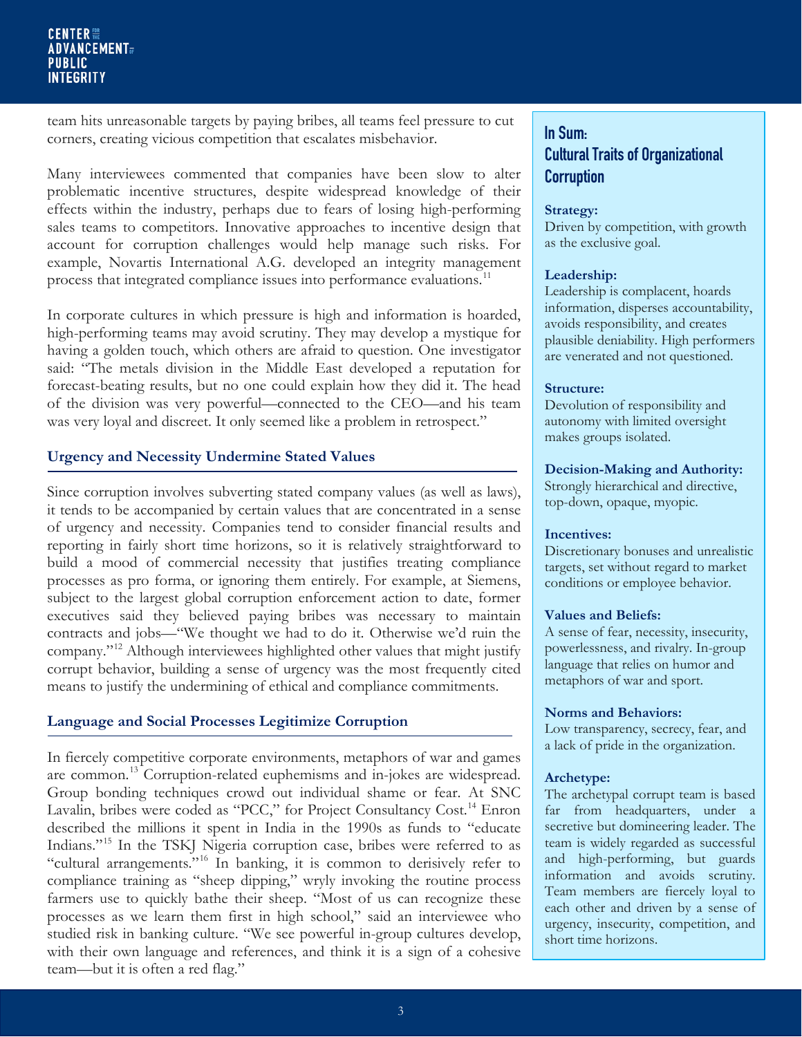team hits unreasonable targets by paying bribes, all teams feel pressure to cut corners, creating vicious competition that escalates misbehavior.

Many interviewees commented that companies have been slow to alter problematic incentive structures, despite widespread knowledge of their effects within the industry, perhaps due to fears of losing high-performing sales teams to competitors. Innovative approaches to incentive design that account for corruption challenges would help manage such risks. For example, Novartis International A.G. developed an integrity management process that integrated compliance issues into performance evaluations.[11]

In corporate cultures in which pressure is high and information is hoarded, high-performing teams may avoid scrutiny. They may develop a mystique for having a golden touch, which others are afraid to question. One investigator said: "The metals division in the Middle East developed a reputation for forecast-beating results, but no one could explain how they did it. The head of the division was very powerful—connected to the CEO—and his team was very loyal and discreet. It only seemed like a problem in retrospect."

### Urgency and Necessity Undermine Stated Values

Since corruption involves subverting stated company values (as well as laws), it tends to be accompanied by certain values that are concentrated in a sense of urgency and necessity. Companies tend to consider financial results and reporting in fairly short time horizons, so it is relatively straightforward to build a mood of commercial necessity that justifies treating compliance processes as pro forma, or ignoring them entirely. For example, at Siemens, subject to the largest global corruption enforcement action to date, former executives said they believed paying bribes was necessary to maintain contracts and jobs—"We thought we had to do it. Otherwise we'd ruin the company."[12] Although interviewees highlighted other values that might justify corrupt behavior, building a sense of urgency was the most frequently cited means to justify the undermining of ethical and compliance commitments.

### Language and Social Processes Legitimize Corruption

In fiercely competitive corporate environments, metaphors of war and games are common.[13] Corruption-related euphemisms and in-jokes are widespread. Group bonding techniques crowd out individual shame or fear. At SNC Lavalin, bribes were coded as "PCC," for Project Consultancy Cost.[14] Enron described the millions it spent in India in the 1990s as funds to "educate Indians."[15] In the TSKJ Nigeria corruption case, bribes were referred to as "cultural arrangements."[16] In banking, it is common to derisively refer to compliance training as "sheep dipping," wryly invoking the routine process farmers use to quickly bathe their sheep. "Most of us can recognize these processes as we learn them first in high school," said an interviewee who studied risk in banking culture. "We see powerful in-group cultures develop, with their own language and references, and think it is a sign of a cohesive team—but it is often a red flag."

## In Sum: Cultural Traits of Organizational Corruption

**Strategy:**
Driven by competition, with growth as the exclusive goal.

**Leadership:**
Leadership is complacent, hoards information, disperses accountability, avoids responsibility, and creates plausible deniability. High performers are venerated and not questioned.

**Structure:**
Devolution of responsibility and autonomy with limited oversight makes groups isolated.

**Decision-Making and Authority:**
Strongly hierarchical and directive, top-down, opaque, myopic.

**Incentives:**
Discretionary bonuses and unrealistic targets, set without regard to market conditions or employee behavior.

**Values and Beliefs:**
A sense of fear, necessity, insecurity, powerlessness, and rivalry. In-group language that relies on humor and metaphors of war and sport.

**Norms and Behaviors:**
Low transparency, secrecy, fear, and a lack of pride in the organization.

**Archetype:**
The archetypal corrupt team is based far from headquarters, under a secretive but domineering leader. The team is widely regarded as successful and high-performing, but guards information and avoids scrutiny. Team members are fiercely loyal to each other and driven by a sense of urgency, insecurity, competition, and short time horizons.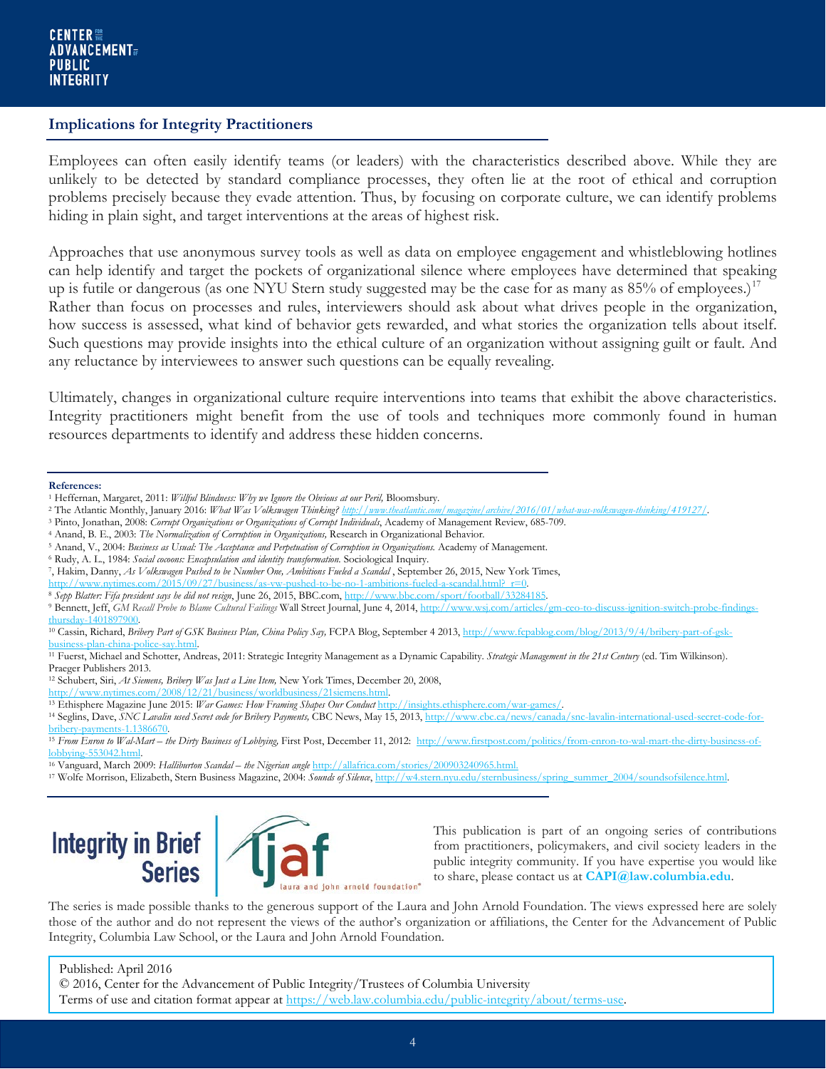## Implications for Integrity Practitioners

Employees can often easily identify teams (or leaders) with the characteristics described above. While they are unlikely to be detected by standard compliance processes, they often lie at the root of ethical and corruption problems precisely because they evade attention. Thus, by focusing on corporate culture, we can identify problems hiding in plain sight, and target interventions at the areas of highest risk.

Approaches that use anonymous survey tools as well as data on employee engagement and whistleblowing hotlines can help identify and target the pockets of organizational silence where employees have determined that speaking up is futile or dangerous (as one NYU Stern study suggested may be the case for as many as 85% of employees.)[17] Rather than focus on processes and rules, interviewers should ask about what drives people in the organization, how success is assessed, what kind of behavior gets rewarded, and what stories the organization tells about itself. Such questions may provide insights into the ethical culture of an organization without assigning guilt or fault. And any reluctance by interviewees to answer such questions can be equally revealing.

Ultimately, changes in organizational culture require interventions into teams that exhibit the above characteristics. Integrity practitioners might benefit from the use of tools and techniques more commonly found in human resources departments to identify and address these hidden concerns.

**References:**

[1] Heffernan, Margaret, 2011: *Willful Blindness: Why we Ignore the Obvious at our Peril,* Bloomsbury.
[2] The Atlantic Monthly, January 2016: *What Was Volkswagen Thinking?* http://www.theatlantic.com/magazine/archive/2016/01/what-was-volkswagen-thinking/419127/.
[3] Pinto, Jonathan, 2008: *Corrupt Organizations or Organizations of Corrupt Individuals*, Academy of Management Review, 685-709.
[4] Anand, B. E., 2003: *The Normalization of Corruption in Organizations,* Research in Organizational Behavior.
[5] Anand, V., 2004: *Business as Usual: The Acceptance and Perpetuation of Corruption in Organizations.* Academy of Management.
[6] Rudy, A. L., 1984: *Social cocoons: Encapsulation and identity transformation.* Sociological Inquiry.
[7], Hakim, Danny, *As Volkswagen Pushed to be Number One, Ambitions Fueled a Scandal* , September 26, 2015, New York Times, http://www.nytimes.com/2015/09/27/business/as-vw-pushed-to-be-no-1-ambitions-fueled-a-scandal.html?_r=0.
[8] *Sepp Blatter: Fifa president says he did not resign*, June 26, 2015, BBC.com, http://www.bbc.com/sport/football/33284185.
[9] Bennett, Jeff, *GM Recall Probe to Blame Cultural Failings* Wall Street Journal, June 4, 2014, http://www.wsj.com/articles/gm-ceo-to-discuss-ignition-switch-probe-findings-thursday-1401897900.
[10] Cassin, Richard, *Bribery Part of GSK Business Plan, China Policy Say,* FCPA Blog, September 4 2013, http://www.fcpablog.com/blog/2013/9/4/bribery-part-of-gsk-business-plan-china-police-say.html.
[11] Fuerst, Michael and Schotter, Andreas, 2011: Strategic Integrity Management as a Dynamic Capability. *Strategic Management in the 21st Century* (ed. Tim Wilkinson). Praeger Publishers 2013.
[12] Schubert, Siri, *At Siemens, Bribery Was Just a Line Item,* New York Times, December 20, 2008, http://www.nytimes.com/2008/12/21/business/worldbusiness/21siemens.html.
[13] Ethisphere Magazine June 2015: *War Games: How Framing Shapes Our Conduct* http://insights.ethisphere.com/war-games/.
[14] Seglins, Dave, *SNC Lavalin used Secret code for Bribery Payments,* CBC News, May 15, 2013, http://www.cbc.ca/news/canada/snc-lavalin-international-used-secret-code-for-bribery-payments-1.1386670.
[15] *From Enron to Wal-Mart – the Dirty Business of Lobbying,* First Post, December 11, 2012: http://www.firstpost.com/politics/from-enron-to-wal-mart-the-dirty-business-of-lobbying-553042.html.
[16] Vanguard, March 2009: *Halliburton Scandal – the Nigerian angle* http://allafrica.com/stories/200903240965.html.
[17] Wolfe Morrison, Elizabeth, Stern Business Magazine, 2004: *Sounds of Silence*, http://w4.stern.nyu.edu/sternbusiness/spring_summer_2004/soundsofsilence.html.

**Integrity in Brief Series**

This publication is part of an ongoing series of contributions from practitioners, policymakers, and civil society leaders in the public integrity community. If you have expertise you would like to share, please contact us at **CAPI@law.columbia.edu**.

The series is made possible thanks to the generous support of the Laura and John Arnold Foundation. The views expressed here are solely those of the author and do not represent the views of the author's organization or affiliations, the Center for the Advancement of Public Integrity, Columbia Law School, or the Laura and John Arnold Foundation.

Published: April 2016
© 2016, Center for the Advancement of Public Integrity/Trustees of Columbia University
Terms of use and citation format appear at https://web.law.columbia.edu/public-integrity/about/terms-use.